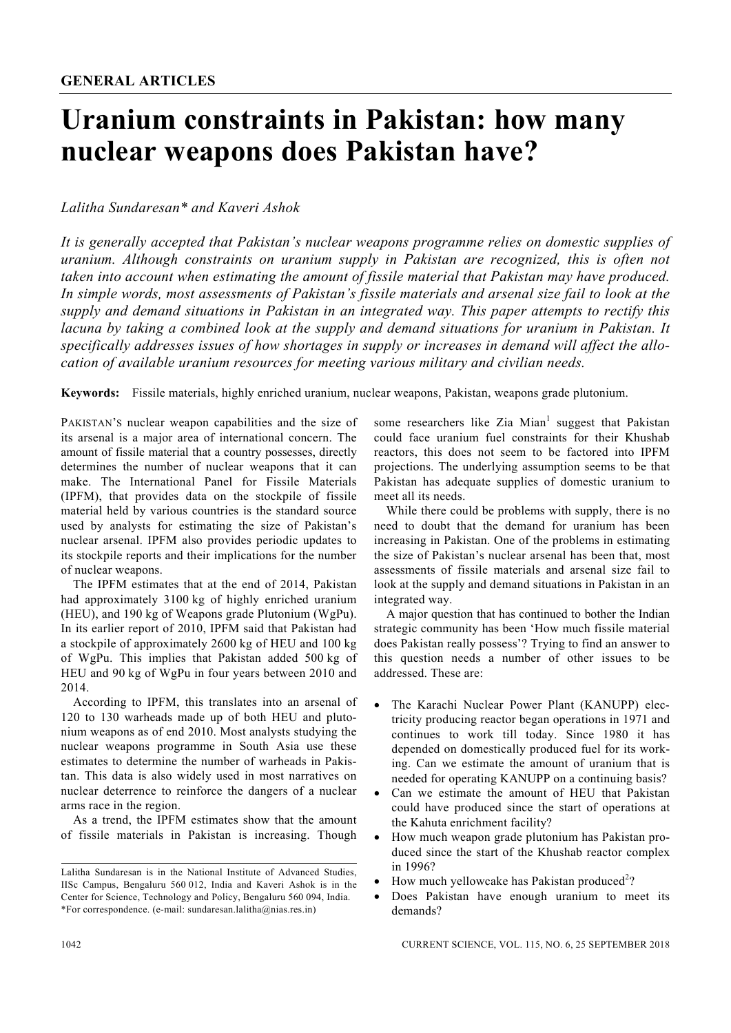**GENERAL ARTICLES**

# Uranium constraints in Pakistan: how many nuclear weapons does Pakistan have?

*Lalitha Sundaresan\* and Kaveri Ashok*

*It is generally accepted that Pakistan's nuclear weapons programme relies on domestic supplies of uranium. Although constraints on uranium supply in Pakistan are recognized, this is often not taken into account when estimating the amount of fissile material that Pakistan may have produced. In simple words, most assessments of Pakistan's fissile materials and arsenal size fail to look at the supply and demand situations in Pakistan in an integrated way. This paper attempts to rectify this lacuna by taking a combined look at the supply and demand situations for uranium in Pakistan. It specifically addresses issues of how shortages in supply or increases in demand will affect the allocation of available uranium resources for meeting various military and civilian needs.*

**Keywords:** Fissile materials, highly enriched uranium, nuclear weapons, Pakistan, weapons grade plutonium.

PAKISTAN'S nuclear weapon capabilities and the size of its arsenal is a major area of international concern. The amount of fissile material that a country possesses, directly determines the number of nuclear weapons that it can make. The International Panel for Fissile Materials (IPFM), that provides data on the stockpile of fissile material held by various countries is the standard source used by analysts for estimating the size of Pakistan's nuclear arsenal. IPFM also provides periodic updates to its stockpile reports and their implications for the number of nuclear weapons.

The IPFM estimates that at the end of 2014, Pakistan had approximately 3100 kg of highly enriched uranium (HEU), and 190 kg of Weapons grade Plutonium (WgPu). In its earlier report of 2010, IPFM said that Pakistan had a stockpile of approximately 2600 kg of HEU and 100 kg of WgPu. This implies that Pakistan added 500 kg of HEU and 90 kg of WgPu in four years between 2010 and 2014.

According to IPFM, this translates into an arsenal of 120 to 130 warheads made up of both HEU and plutonium weapons as of end 2010. Most analysts studying the nuclear weapons programme in South Asia use these estimates to determine the number of warheads in Pakistan. This data is also widely used in most narratives on nuclear deterrence to reinforce the dangers of a nuclear arms race in the region.

As a trend, the IPFM estimates show that the amount of fissile materials in Pakistan is increasing. Though some researchers like Zia Mian[1] suggest that Pakistan could face uranium fuel constraints for their Khushab reactors, this does not seem to be factored into IPFM projections. The underlying assumption seems to be that Pakistan has adequate supplies of domestic uranium to meet all its needs.

While there could be problems with supply, there is no need to doubt that the demand for uranium has been increasing in Pakistan. One of the problems in estimating the size of Pakistan's nuclear arsenal has been that, most assessments of fissile materials and arsenal size fail to look at the supply and demand situations in Pakistan in an integrated way.

A major question that has continued to bother the Indian strategic community has been 'How much fissile material does Pakistan really possess'? Trying to find an answer to this question needs a number of other issues to be addressed. These are:

- The Karachi Nuclear Power Plant (KANUPP) electricity producing reactor began operations in 1971 and continues to work till today. Since 1980 it has depended on domestically produced fuel for its working. Can we estimate the amount of uranium that is needed for operating KANUPP on a continuing basis?
- Can we estimate the amount of HEU that Pakistan could have produced since the start of operations at the Kahuta enrichment facility?
- How much weapon grade plutonium has Pakistan produced since the start of the Khushab reactor complex in 1996?
- How much yellowcake has Pakistan produced[2]?
- Does Pakistan have enough uranium to meet its demands?

Lalitha Sundaresan is in the National Institute of Advanced Studies, IISc Campus, Bengaluru 560 012, India and Kaveri Ashok is in the Center for Science, Technology and Policy, Bengaluru 560 094, India.
\*For correspondence. (e-mail: sundaresan.lalitha@nias.res.in)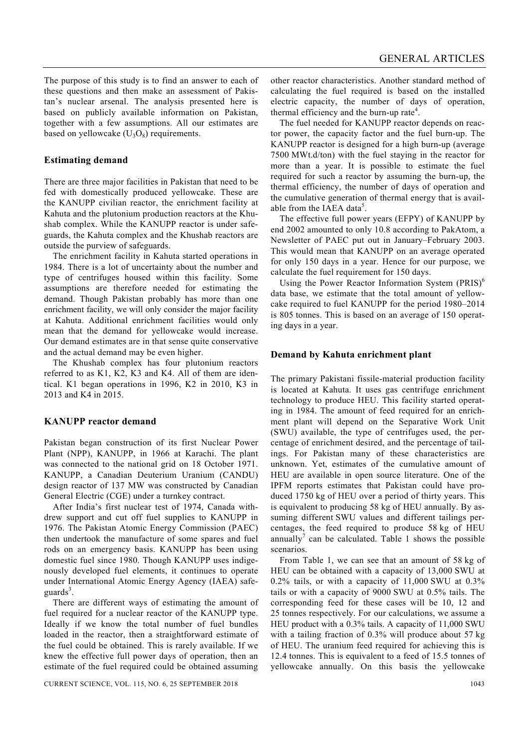The purpose of this study is to find an answer to each of these questions and then make an assessment of Pakistan's nuclear arsenal. The analysis presented here is based on publicly available information on Pakistan, together with a few assumptions. All our estimates are based on yellowcake ($U_3O_8$) requirements.

## Estimating demand

There are three major facilities in Pakistan that need to be fed with domestically produced yellowcake. These are the KANUPP civilian reactor, the enrichment facility at Kahuta and the plutonium production reactors at the Khushab complex. While the KANUPP reactor is under safeguards, the Kahuta complex and the Khushab reactors are outside the purview of safeguards.

The enrichment facility in Kahuta started operations in 1984. There is a lot of uncertainty about the number and type of centrifuges housed within this facility. Some assumptions are therefore needed for estimating the demand. Though Pakistan probably has more than one enrichment facility, we will only consider the major facility at Kahuta. Additional enrichment facilities would only mean that the demand for yellowcake would increase. Our demand estimates are in that sense quite conservative and the actual demand may be even higher.

The Khushab complex has four plutonium reactors referred to as K1, K2, K3 and K4. All of them are identical. K1 began operations in 1996, K2 in 2010, K3 in 2013 and K4 in 2015.

## KANUPP reactor demand

Pakistan began construction of its first Nuclear Power Plant (NPP), KANUPP, in 1966 at Karachi. The plant was connected to the national grid on 18 October 1971. KANUPP, a Canadian Deuterium Uranium (CANDU) design reactor of 137 MW was constructed by Canadian General Electric (CGE) under a turnkey contract.

After India's first nuclear test of 1974, Canada withdrew support and cut off fuel supplies to KANUPP in 1976. The Pakistan Atomic Energy Commission (PAEC) then undertook the manufacture of some spares and fuel rods on an emergency basis. KANUPP has been using domestic fuel since 1980. Though KANUPP uses indigenously developed fuel elements, it continues to operate under International Atomic Energy Agency (IAEA) safeguards[3].

There are different ways of estimating the amount of fuel required for a nuclear reactor of the KANUPP type. Ideally if we know the total number of fuel bundles loaded in the reactor, then a straightforward estimate of the fuel could be obtained. This is rarely available. If we knew the effective full power days of operation, then an estimate of the fuel required could be obtained assuming other reactor characteristics. Another standard method of calculating the fuel required is based on the installed electric capacity, the number of days of operation, thermal efficiency and the burn-up rate[4].

The fuel needed for KANUPP reactor depends on reactor power, the capacity factor and the fuel burn-up. The KANUPP reactor is designed for a high burn-up (average 7500 MWt.d/ton) with the fuel staying in the reactor for more than a year. It is possible to estimate the fuel required for such a reactor by assuming the burn-up, the thermal efficiency, the number of days of operation and the cumulative generation of thermal energy that is available from the IAEA data[5].

The effective full power years (EFPY) of KANUPP by end 2002 amounted to only 10.8 according to PakAtom, a Newsletter of PAEC put out in January–February 2003. This would mean that KANUPP on an average operated for only 150 days in a year. Hence for our purpose, we calculate the fuel requirement for 150 days.

Using the Power Reactor Information System (PRIS)[6] data base, we estimate that the total amount of yellowcake required to fuel KANUPP for the period 1980–2014 is 805 tonnes. This is based on an average of 150 operating days in a year.

## Demand by Kahuta enrichment plant

The primary Pakistani fissile-material production facility is located at Kahuta. It uses gas centrifuge enrichment technology to produce HEU. This facility started operating in 1984. The amount of feed required for an enrichment plant will depend on the Separative Work Unit (SWU) available, the type of centrifuges used, the percentage of enrichment desired, and the percentage of tailings. For Pakistan many of these characteristics are unknown. Yet, estimates of the cumulative amount of HEU are available in open source literature. One of the IPFM reports estimates that Pakistan could have produced 1750 kg of HEU over a period of thirty years. This is equivalent to producing 58 kg of HEU annually. By assuming different SWU values and different tailings percentages, the feed required to produce 58 kg of HEU annually[7] can be calculated. Table 1 shows the possible scenarios.

From Table 1, we can see that an amount of 58 kg of HEU can be obtained with a capacity of 13,000 SWU at 0.2% tails, or with a capacity of 11,000 SWU at 0.3% tails or with a capacity of 9000 SWU at 0.5% tails. The corresponding feed for these cases will be 10, 12 and 25 tonnes respectively. For our calculations, we assume a HEU product with a 0.3% tails. A capacity of 11,000 SWU with a tailing fraction of 0.3% will produce about 57 kg of HEU. The uranium feed required for achieving this is 12.4 tonnes. This is equivalent to a feed of 15.5 tonnes of yellowcake annually. On this basis the yellowcake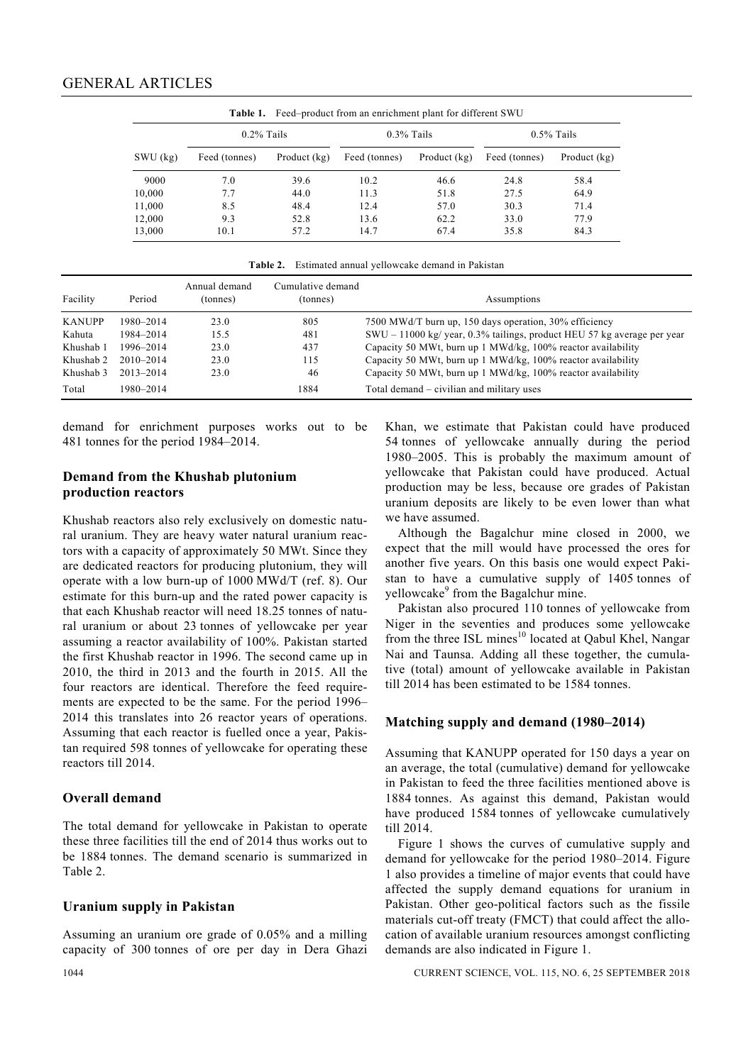**Table 1.** Feed–product from an enrichment plant for different SWU

| SWU (kg) | 0.2% Tails | | 0.3% Tails | | 0.5% Tails | |
|---|---|---|---|---|---|---|
| | Feed (tonnes) | Product (kg) | Feed (tonnes) | Product (kg) | Feed (tonnes) | Product (kg) |
| 9000 | 7.0 | 39.6 | 10.2 | 46.6 | 24.8 | 58.4 |
| 10,000 | 7.7 | 44.0 | 11.3 | 51.8 | 27.5 | 64.9 |
| 11,000 | 8.5 | 48.4 | 12.4 | 57.0 | 30.3 | 71.4 |
| 12,000 | 9.3 | 52.8 | 13.6 | 62.2 | 33.0 | 77.9 |
| 13,000 | 10.1 | 57.2 | 14.7 | 67.4 | 35.8 | 84.3 |

**Table 2.** Estimated annual yellowcake demand in Pakistan

| Facility | Period | Annual demand (tonnes) | Cumulative demand (tonnes) | Assumptions |
|---|---|---|---|---|
| KANUPP | 1980–2014 | 23.0 | 805 | 7500 MWd/T burn up, 150 days operation, 30% efficiency |
| Kahuta | 1984–2014 | 15.5 | 481 | SWU – 11000 kg/ year, 0.3% tailings, product HEU 57 kg average per year |
| Khushab 1 | 1996–2014 | 23.0 | 437 | Capacity 50 MWt, burn up 1 MWd/kg, 100% reactor availability |
| Khushab 2 | 2010–2014 | 23.0 | 115 | Capacity 50 MWt, burn up 1 MWd/kg, 100% reactor availability |
| Khushab 3 | 2013–2014 | 23.0 | 46 | Capacity 50 MWt, burn up 1 MWd/kg, 100% reactor availability |
| Total | 1980–2014 | | 1884 | Total demand – civilian and military uses |

demand for enrichment purposes works out to be 481 tonnes for the period 1984–2014.

## Demand from the Khushab plutonium production reactors

Khushab reactors also rely exclusively on domestic natural uranium. They are heavy water natural uranium reactors with a capacity of approximately 50 MWt. Since they are dedicated reactors for producing plutonium, they will operate with a low burn-up of 1000 MWd/T (ref. 8). Our estimate for this burn-up and the rated power capacity is that each Khushab reactor will need 18.25 tonnes of natural uranium or about 23 tonnes of yellowcake per year assuming a reactor availability of 100%. Pakistan started the first Khushab reactor in 1996. The second came up in 2010, the third in 2013 and the fourth in 2015. All the four reactors are identical. Therefore the feed requirements are expected to be the same. For the period 1996–2014 this translates into 26 reactor years of operations. Assuming that each reactor is fuelled once a year, Pakistan required 598 tonnes of yellowcake for operating these reactors till 2014.

## Overall demand

The total demand for yellowcake in Pakistan to operate these three facilities till the end of 2014 thus works out to be 1884 tonnes. The demand scenario is summarized in Table 2.

## Uranium supply in Pakistan

Assuming an uranium ore grade of 0.05% and a milling capacity of 300 tonnes of ore per day in Dera Ghazi Khan, we estimate that Pakistan could have produced 54 tonnes of yellowcake annually during the period 1980–2005. This is probably the maximum amount of yellowcake that Pakistan could have produced. Actual production may be less, because ore grades of Pakistan uranium deposits are likely to be even lower than what we have assumed.

Although the Bagalchur mine closed in 2000, we expect that the mill would have processed the ores for another five years. On this basis one would expect Pakistan to have a cumulative supply of 1405 tonnes of yellowcake[9] from the Bagalchur mine.

Pakistan also procured 110 tonnes of yellowcake from Niger in the seventies and produces some yellowcake from the three ISL mines[10] located at Qabul Khel, Nangar Nai and Taunsa. Adding all these together, the cumulative (total) amount of yellowcake available in Pakistan till 2014 has been estimated to be 1584 tonnes.

## Matching supply and demand (1980–2014)

Assuming that KANUPP operated for 150 days a year on an average, the total (cumulative) demand for yellowcake in Pakistan to feed the three facilities mentioned above is 1884 tonnes. As against this demand, Pakistan would have produced 1584 tonnes of yellowcake cumulatively till 2014.

Figure 1 shows the curves of cumulative supply and demand for yellowcake for the period 1980–2014. Figure 1 also provides a timeline of major events that could have affected the supply demand equations for uranium in Pakistan. Other geo-political factors such as the fissile materials cut-off treaty (FMCT) that could affect the allocation of available uranium resources amongst conflicting demands are also indicated in Figure 1.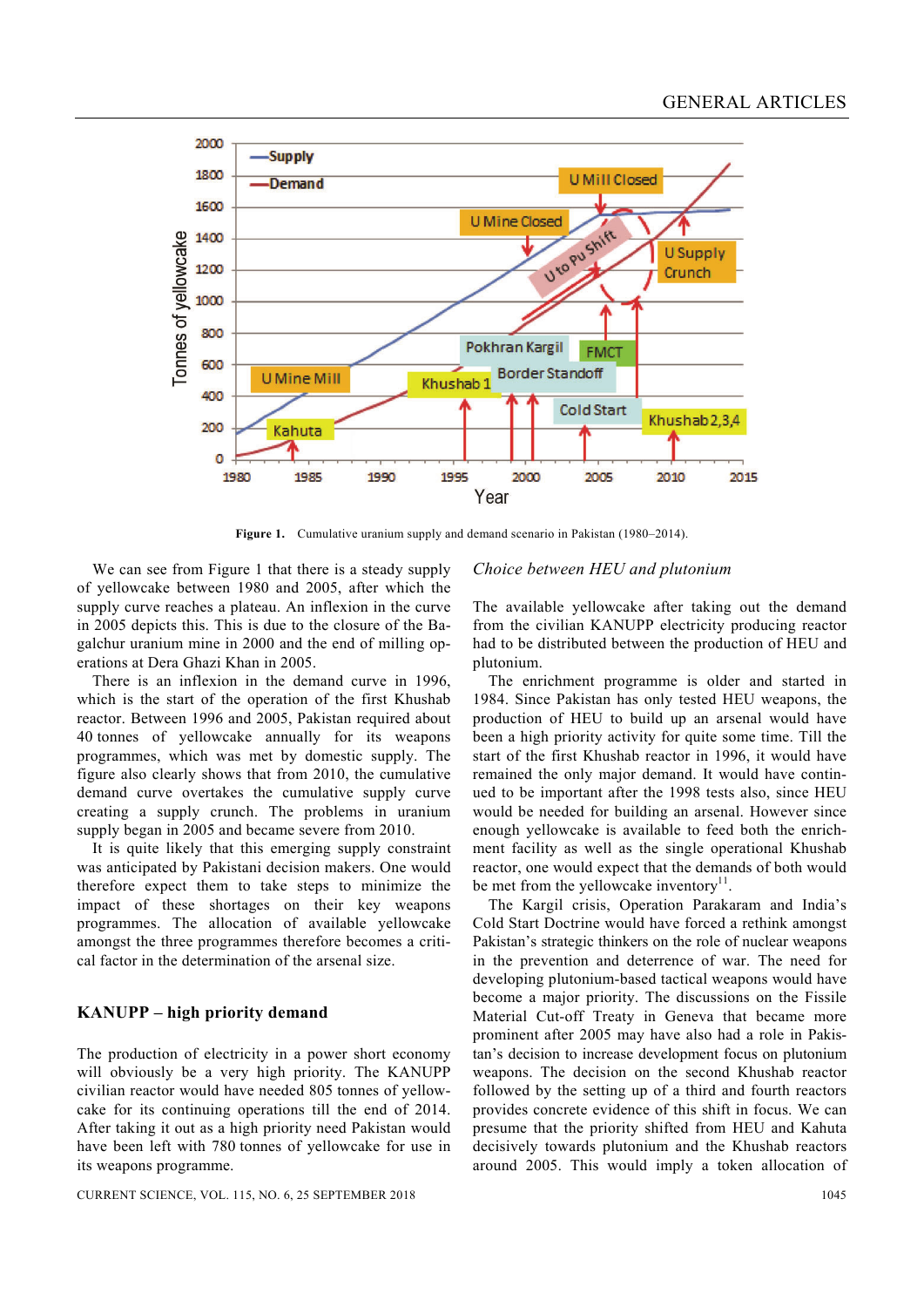**Figure 1.** Cumulative uranium supply and demand scenario in Pakistan (1980–2014).

We can see from Figure 1 that there is a steady supply of yellowcake between 1980 and 2005, after which the supply curve reaches a plateau. An inflexion in the curve in 2005 depicts this. This is due to the closure of the Bagalchur uranium mine in 2000 and the end of milling operations at Dera Ghazi Khan in 2005.

There is an inflexion in the demand curve in 1996, which is the start of the operation of the first Khushab reactor. Between 1996 and 2005, Pakistan required about 40 tonnes of yellowcake annually for its weapons programmes, which was met by domestic supply. The figure also clearly shows that from 2010, the cumulative demand curve overtakes the cumulative supply curve creating a supply crunch. The problems in uranium supply began in 2005 and became severe from 2010.

It is quite likely that this emerging supply constraint was anticipated by Pakistani decision makers. One would therefore expect them to take steps to minimize the impact of these shortages on their key weapons programmes. The allocation of available yellowcake amongst the three programmes therefore becomes a critical factor in the determination of the arsenal size.

## KANUPP – high priority demand

The production of electricity in a power short economy will obviously be a very high priority. The KANUPP civilian reactor would have needed 805 tonnes of yellowcake for its continuing operations till the end of 2014. After taking it out as a high priority need Pakistan would have been left with 780 tonnes of yellowcake for use in its weapons programme.

## *Choice between HEU and plutonium*

The available yellowcake after taking out the demand from the civilian KANUPP electricity producing reactor had to be distributed between the production of HEU and plutonium.

The enrichment programme is older and started in 1984. Since Pakistan has only tested HEU weapons, the production of HEU to build up an arsenal would have been a high priority activity for quite some time. Till the start of the first Khushab reactor in 1996, it would have remained the only major demand. It would have continued to be important after the 1998 tests also, since HEU would be needed for building an arsenal. However since enough yellowcake is available to feed both the enrichment facility as well as the single operational Khushab reactor, one would expect that the demands of both would be met from the yellowcake inventory[11].

The Kargil crisis, Operation Parakaram and India's Cold Start Doctrine would have forced a rethink amongst Pakistan's strategic thinkers on the role of nuclear weapons in the prevention and deterrence of war. The need for developing plutonium-based tactical weapons would have become a major priority. The discussions on the Fissile Material Cut-off Treaty in Geneva that became more prominent after 2005 may have also had a role in Pakistan's decision to increase development focus on plutonium weapons. The decision on the second Khushab reactor followed by the setting up of a third and fourth reactors provides concrete evidence of this shift in focus. We can presume that the priority shifted from HEU and Kahuta decisively towards plutonium and the Khushab reactors around 2005. This would imply a token allocation of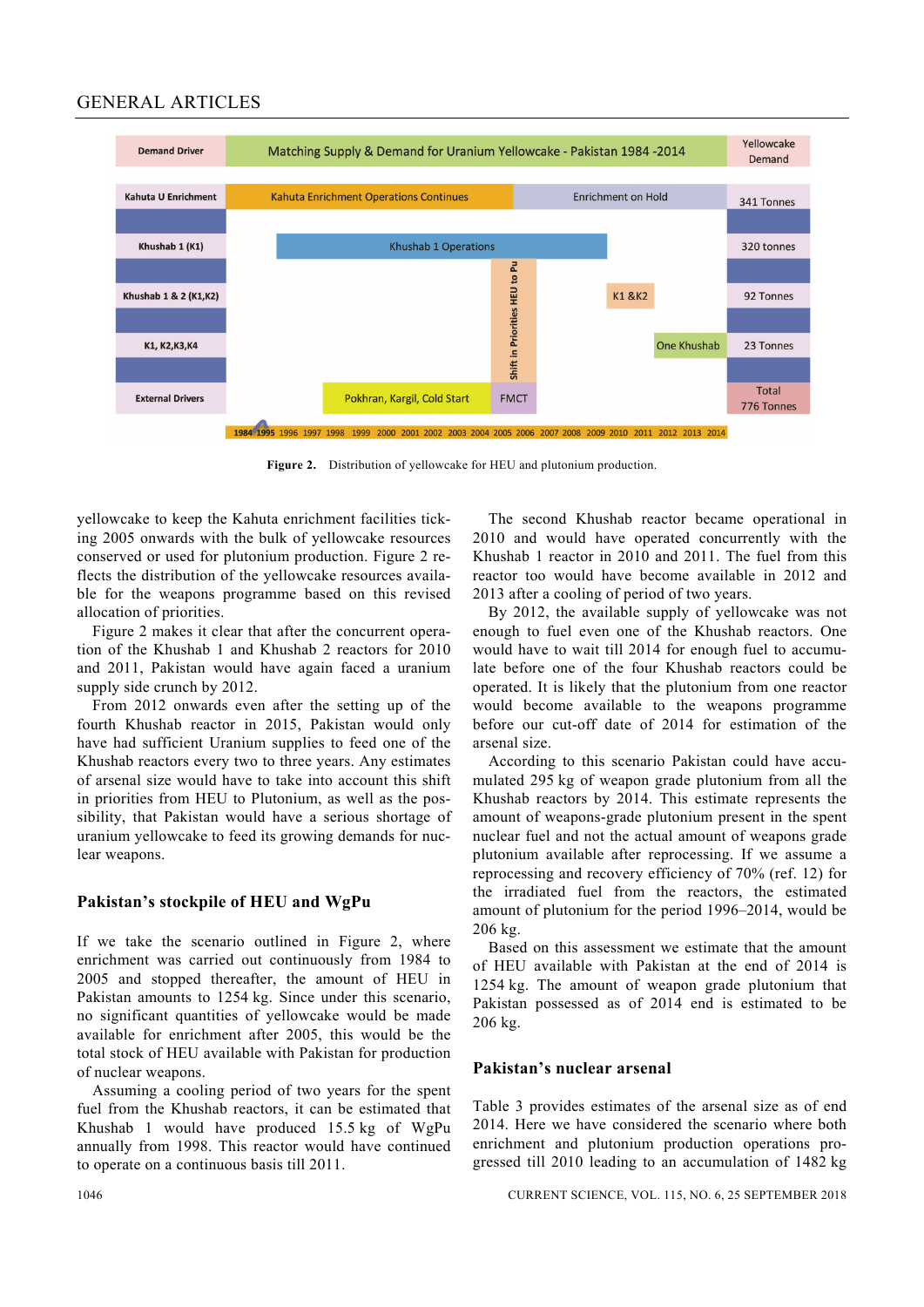| Demand Driver | Matching Supply & Demand for Uranium Yellowcake - Pakistan 1984 -2014 | Yellowcake Demand |
|---|---|---|
| Kahuta U Enrichment | Kahuta Enrichment Operations Continues / Enrichment on Hold | 341 Tonnes |
| Khushab 1 (K1) | Khushab 1 Operations | 320 tonnes |
| Khushab 1 & 2 (K1,K2) | Shift in Priorities HEU to Pu / K1 &K2 | 92 Tonnes |
| K1, K2,K3,K4 | One Khushab | 23 Tonnes |
| External Drivers | Pokhran, Kargil, Cold Start / FMCT | Total 776 Tonnes |
| | 1984 1995 1996 1997 1998 1999 2000 2001 2002 2003 2004 2005 2006 2007 2008 2009 2010 2011 2012 2013 2014 | |

**Figure 2.** Distribution of yellowcake for HEU and plutonium production.

yellowcake to keep the Kahuta enrichment facilities ticking 2005 onwards with the bulk of yellowcake resources conserved or used for plutonium production. Figure 2 reflects the distribution of the yellowcake resources available for the weapons programme based on this revised allocation of priorities.

Figure 2 makes it clear that after the concurrent operation of the Khushab 1 and Khushab 2 reactors for 2010 and 2011, Pakistan would have again faced a uranium supply side crunch by 2012.

From 2012 onwards even after the setting up of the fourth Khushab reactor in 2015, Pakistan would only have had sufficient Uranium supplies to feed one of the Khushab reactors every two to three years. Any estimates of arsenal size would have to take into account this shift in priorities from HEU to Plutonium, as well as the possibility, that Pakistan would have a serious shortage of uranium yellowcake to feed its growing demands for nuclear weapons.

## Pakistan's stockpile of HEU and WgPu

If we take the scenario outlined in Figure 2, where enrichment was carried out continuously from 1984 to 2005 and stopped thereafter, the amount of HEU in Pakistan amounts to 1254 kg. Since under this scenario, no significant quantities of yellowcake would be made available for enrichment after 2005, this would be the total stock of HEU available with Pakistan for production of nuclear weapons.

Assuming a cooling period of two years for the spent fuel from the Khushab reactors, it can be estimated that Khushab 1 would have produced 15.5 kg of WgPu annually from 1998. This reactor would have continued to operate on a continuous basis till 2011.

The second Khushab reactor became operational in 2010 and would have operated concurrently with the Khushab 1 reactor in 2010 and 2011. The fuel from this reactor too would have become available in 2012 and 2013 after a cooling of period of two years.

By 2012, the available supply of yellowcake was not enough to fuel even one of the Khushab reactors. One would have to wait till 2014 for enough fuel to accumulate before one of the four Khushab reactors could be operated. It is likely that the plutonium from one reactor would become available to the weapons programme before our cut-off date of 2014 for estimation of the arsenal size.

According to this scenario Pakistan could have accumulated 295 kg of weapon grade plutonium from all the Khushab reactors by 2014. This estimate represents the amount of weapons-grade plutonium present in the spent nuclear fuel and not the actual amount of weapons grade plutonium available after reprocessing. If we assume a reprocessing and recovery efficiency of 70% (ref. 12) for the irradiated fuel from the reactors, the estimated amount of plutonium for the period 1996–2014, would be 206 kg.

Based on this assessment we estimate that the amount of HEU available with Pakistan at the end of 2014 is 1254 kg. The amount of weapon grade plutonium that Pakistan possessed as of 2014 end is estimated to be 206 kg.

## Pakistan's nuclear arsenal

Table 3 provides estimates of the arsenal size as of end 2014. Here we have considered the scenario where both enrichment and plutonium production operations progressed till 2010 leading to an accumulation of 1482 kg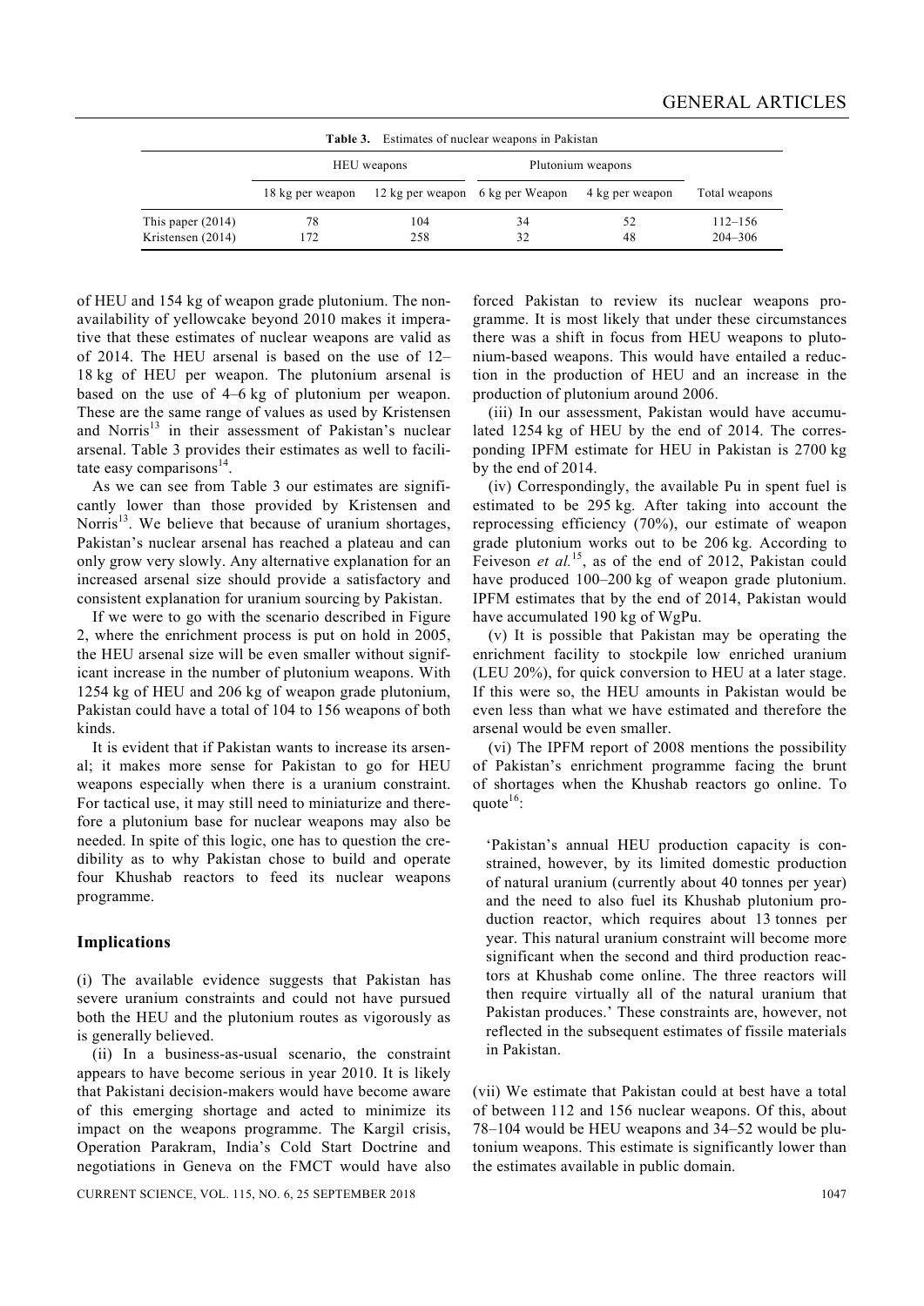**Table 3.** Estimates of nuclear weapons in Pakistan

| | HEU weapons | | Plutonium weapons | | |
|---|---|---|---|---|---|
| | 18 kg per weapon | 12 kg per weapon | 6 kg per Weapon | 4 kg per weapon | Total weapons |
| This paper (2014) | 78 | 104 | 34 | 52 | 112–156 |
| Kristensen (2014) | 172 | 258 | 32 | 48 | 204–306 |

of HEU and 154 kg of weapon grade plutonium. The non-availability of yellowcake beyond 2010 makes it imperative that these estimates of nuclear weapons are valid as of 2014. The HEU arsenal is based on the use of 12–18 kg of HEU per weapon. The plutonium arsenal is based on the use of 4–6 kg of plutonium per weapon. These are the same range of values as used by Kristensen and Norris[13] in their assessment of Pakistan's nuclear arsenal. Table 3 provides their estimates as well to facilitate easy comparisons[14].

As we can see from Table 3 our estimates are significantly lower than those provided by Kristensen and Norris[13]. We believe that because of uranium shortages, Pakistan's nuclear arsenal has reached a plateau and can only grow very slowly. Any alternative explanation for an increased arsenal size should provide a satisfactory and consistent explanation for uranium sourcing by Pakistan.

If we were to go with the scenario described in Figure 2, where the enrichment process is put on hold in 2005, the HEU arsenal size will be even smaller without significant increase in the number of plutonium weapons. With 1254 kg of HEU and 206 kg of weapon grade plutonium, Pakistan could have a total of 104 to 156 weapons of both kinds.

It is evident that if Pakistan wants to increase its arsenal; it makes more sense for Pakistan to go for HEU weapons especially when there is a uranium constraint. For tactical use, it may still need to miniaturize and therefore a plutonium base for nuclear weapons may also be needed. In spite of this logic, one has to question the credibility as to why Pakistan chose to build and operate four Khushab reactors to feed its nuclear weapons programme.

## Implications

(i) The available evidence suggests that Pakistan has severe uranium constraints and could not have pursued both the HEU and the plutonium routes as vigorously as is generally believed.

(ii) In a business-as-usual scenario, the constraint appears to have become serious in year 2010. It is likely that Pakistani decision-makers would have become aware of this emerging shortage and acted to minimize its impact on the weapons programme. The Kargil crisis, Operation Parakram, India's Cold Start Doctrine and negotiations in Geneva on the FMCT would have also forced Pakistan to review its nuclear weapons programme. It is most likely that under these circumstances there was a shift in focus from HEU weapons to plutonium-based weapons. This would have entailed a reduction in the production of HEU and an increase in the production of plutonium around 2006.

(iii) In our assessment, Pakistan would have accumulated 1254 kg of HEU by the end of 2014. The corresponding IPFM estimate for HEU in Pakistan is 2700 kg by the end of 2014.

(iv) Correspondingly, the available Pu in spent fuel is estimated to be 295 kg. After taking into account the reprocessing efficiency (70%), our estimate of weapon grade plutonium works out to be 206 kg. According to Feiveson *et al.*[15], as of the end of 2012, Pakistan could have produced 100–200 kg of weapon grade plutonium. IPFM estimates that by the end of 2014, Pakistan would have accumulated 190 kg of WgPu.

(v) It is possible that Pakistan may be operating the enrichment facility to stockpile low enriched uranium (LEU 20%), for quick conversion to HEU at a later stage. If this were so, the HEU amounts in Pakistan would be even less than what we have estimated and therefore the arsenal would be even smaller.

(vi) The IPFM report of 2008 mentions the possibility of Pakistan's enrichment programme facing the brunt of shortages when the Khushab reactors go online. To quote[16]:

> 'Pakistan's annual HEU production capacity is constrained, however, by its limited domestic production of natural uranium (currently about 40 tonnes per year) and the need to also fuel its Khushab plutonium production reactor, which requires about 13 tonnes per year. This natural uranium constraint will become more significant when the second and third production reactors at Khushab come online. The three reactors will then require virtually all of the natural uranium that Pakistan produces.' These constraints are, however, not reflected in the subsequent estimates of fissile materials in Pakistan.

(vii) We estimate that Pakistan could at best have a total of between 112 and 156 nuclear weapons. Of this, about 78–104 would be HEU weapons and 34–52 would be plutonium weapons. This estimate is significantly lower than the estimates available in public domain.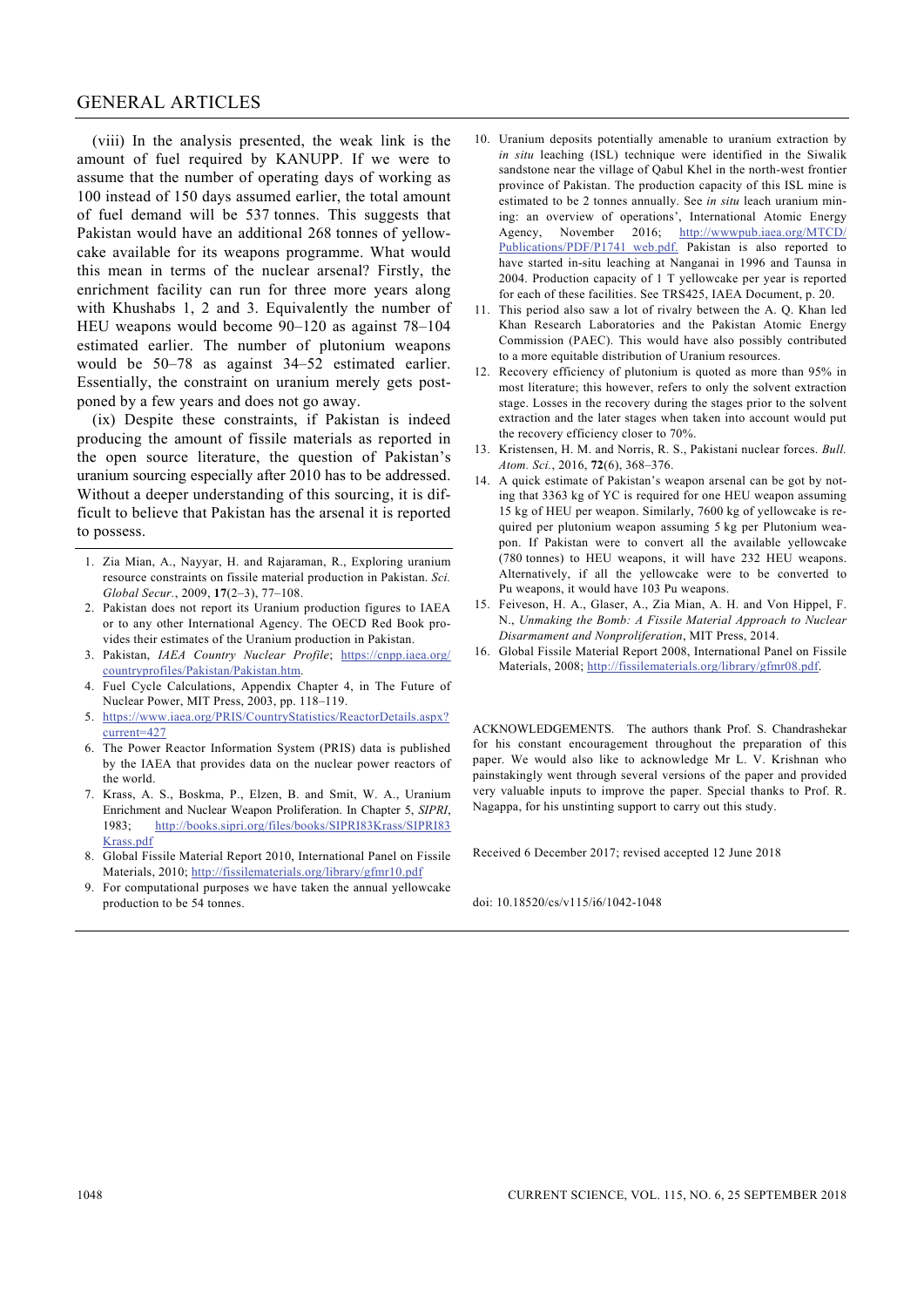(viii) In the analysis presented, the weak link is the amount of fuel required by KANUPP. If we were to assume that the number of operating days of working as 100 instead of 150 days assumed earlier, the total amount of fuel demand will be 537 tonnes. This suggests that Pakistan would have an additional 268 tonnes of yellowcake available for its weapons programme. What would this mean in terms of the nuclear arsenal? Firstly, the enrichment facility can run for three more years along with Khushabs 1, 2 and 3. Equivalently the number of HEU weapons would become 90–120 as against 78–104 estimated earlier. The number of plutonium weapons would be 50–78 as against 34–52 estimated earlier. Essentially, the constraint on uranium merely gets postponed by a few years and does not go away.

(ix) Despite these constraints, if Pakistan is indeed producing the amount of fissile materials as reported in the open source literature, the question of Pakistan's uranium sourcing especially after 2010 has to be addressed. Without a deeper understanding of this sourcing, it is difficult to believe that Pakistan has the arsenal it is reported to possess.

1. Zia Mian, A., Nayyar, H. and Rajaraman, R., Exploring uranium resource constraints on fissile material production in Pakistan. *Sci. Global Secur.*, 2009, **17**(2–3), 77–108.
2. Pakistan does not report its Uranium production figures to IAEA or to any other International Agency. The OECD Red Book provides their estimates of the Uranium production in Pakistan.
3. Pakistan, *IAEA Country Nuclear Profile*; https://cnpp.iaea.org/countryprofiles/Pakistan/Pakistan.htm.
4. Fuel Cycle Calculations, Appendix Chapter 4, in The Future of Nuclear Power, MIT Press, 2003, pp. 118–119.
5. https://www.iaea.org/PRIS/CountryStatistics/ReactorDetails.aspx?current=427
6. The Power Reactor Information System (PRIS) data is published by the IAEA that provides data on the nuclear power reactors of the world.
7. Krass, A. S., Boskma, P., Elzen, B. and Smit, W. A., Uranium Enrichment and Nuclear Weapon Proliferation. In Chapter 5, *SIPRI*, 1983; http://books.sipri.org/files/books/SIPRI83Krass/SIPRI83Krass.pdf
8. Global Fissile Material Report 2010, International Panel on Fissile Materials, 2010; http://fissilematerials.org/library/gfmr10.pdf
9. For computational purposes we have taken the annual yellowcake production to be 54 tonnes.
10. Uranium deposits potentially amenable to uranium extraction by *in situ* leaching (ISL) technique were identified in the Siwalik sandstone near the village of Qabul Khel in the north-west frontier province of Pakistan. The production capacity of this ISL mine is estimated to be 2 tonnes annually. See *in situ* leach uranium mining: an overview of operations', International Atomic Energy Agency, November 2016; http://wwwpub.iaea.org/MTCD/Publications/PDF/P1741_web.pdf. Pakistan is also reported to have started in-situ leaching at Nanganai in 1996 and Taunsa in 2004. Production capacity of 1 T yellowcake per year is reported for each of these facilities. See TRS425, IAEA Document, p. 20.
11. This period also saw a lot of rivalry between the A. Q. Khan led Khan Research Laboratories and the Pakistan Atomic Energy Commission (PAEC). This would have also possibly contributed to a more equitable distribution of Uranium resources.
12. Recovery efficiency of plutonium is quoted as more than 95% in most literature; this however, refers to only the solvent extraction stage. Losses in the recovery during the stages prior to the solvent extraction and the later stages when taken into account would put the recovery efficiency closer to 70%.
13. Kristensen, H. M. and Norris, R. S., Pakistani nuclear forces. *Bull. Atom. Sci.*, 2016, **72**(6), 368–376.
14. A quick estimate of Pakistan's weapon arsenal can be got by noting that 3363 kg of YC is required for one HEU weapon assuming 15 kg of HEU per weapon. Similarly, 7600 kg of yellowcake is required per plutonium weapon assuming 5 kg per Plutonium weapon. If Pakistan were to convert all the available yellowcake (780 tonnes) to HEU weapons, it will have 232 HEU weapons. Alternatively, if all the yellowcake were to be converted to Pu weapons, it would have 103 Pu weapons.
15. Feiveson, H. A., Glaser, A., Zia Mian, A. H. and Von Hippel, F. N., *Unmaking the Bomb: A Fissile Material Approach to Nuclear Disarmament and Nonproliferation*, MIT Press, 2014.
16. Global Fissile Material Report 2008, International Panel on Fissile Materials, 2008; http://fissilematerials.org/library/gfmr08.pdf.

ACKNOWLEDGEMENTS. The authors thank Prof. S. Chandrashekar for his constant encouragement throughout the preparation of this paper. We would also like to acknowledge Mr L. V. Krishnan who painstakingly went through several versions of the paper and provided very valuable inputs to improve the paper. Special thanks to Prof. R. Nagappa, for his unstinting support to carry out this study.

Received 6 December 2017; revised accepted 12 June 2018

doi: 10.18520/cs/v115/i6/1042-1048